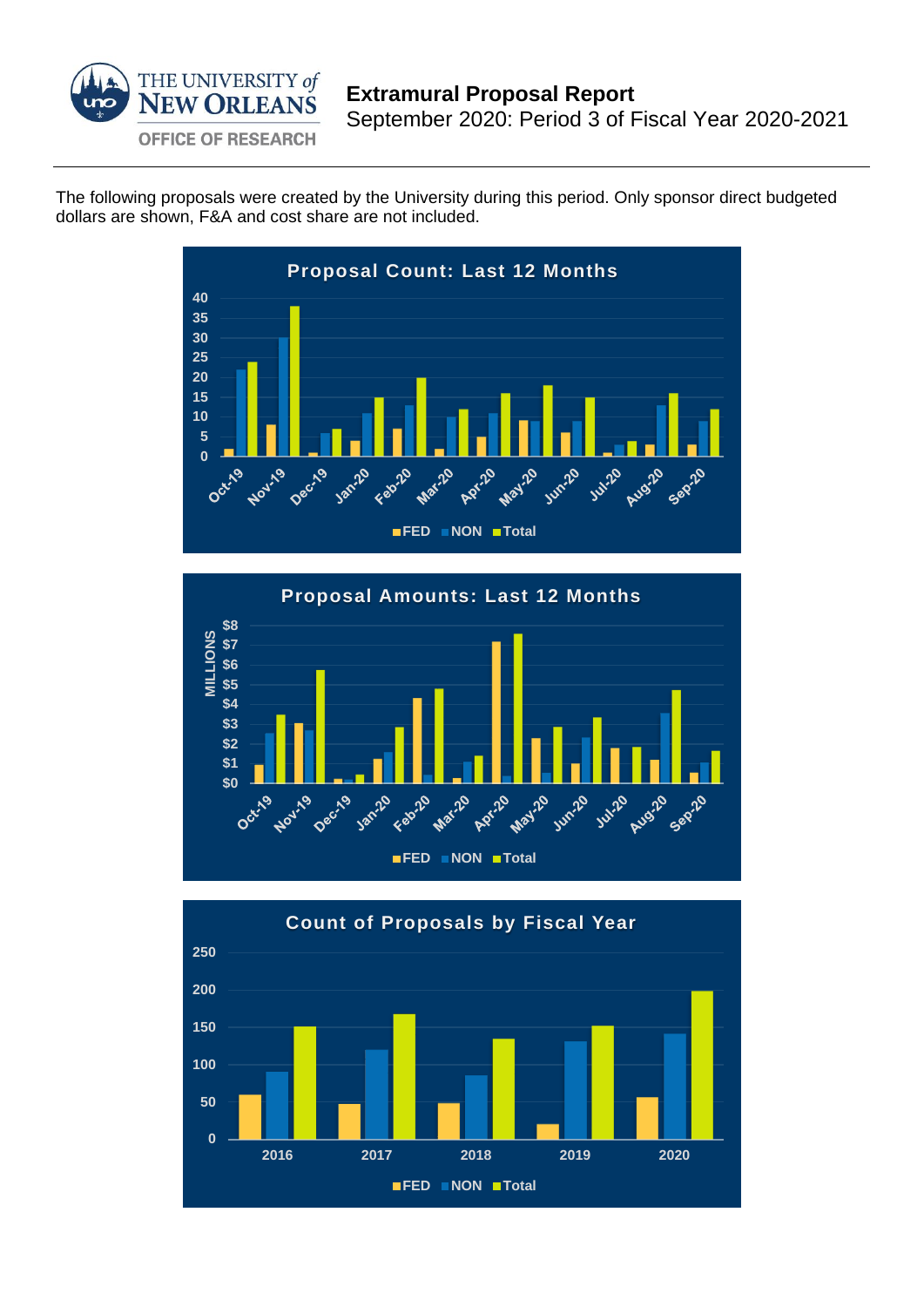THE UNIVERSITY of NEW ORLEANS

OFFICE OF RESEARCH

# Extramural Proposal Report

September 2020: Period 3 of Fiscal Year 2020-2021

The following proposals were created by the University during this period. Only sponsor direct budgeted dollars are shown, F&A and cost share are not included.

**Proposal Count: Last 12 Months**

**Proposal Amounts: Last 12 Months**

**Count of Proposals by Fiscal Year**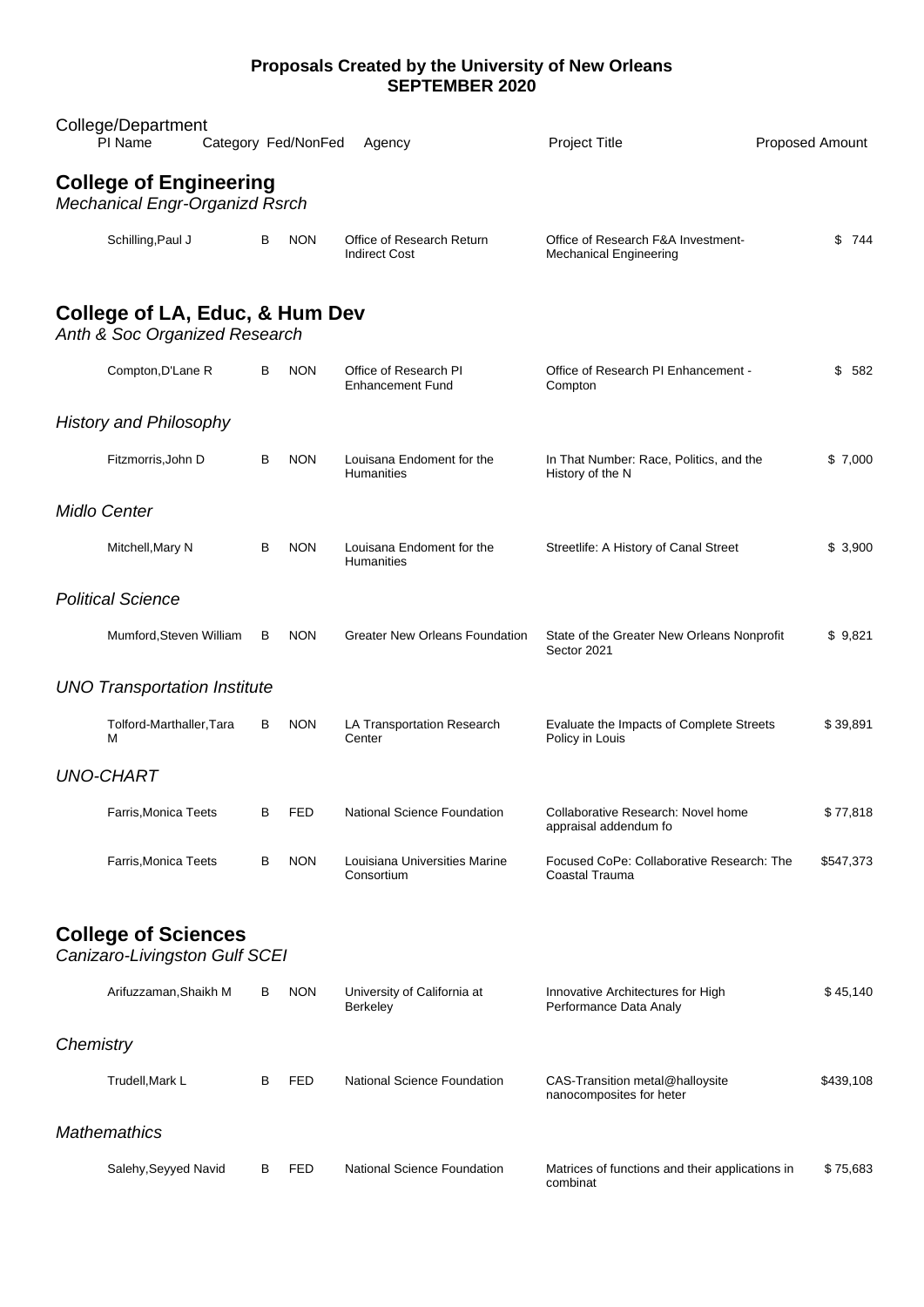**Proposals Created by the University of New Orleans**
**SEPTEMBER 2020**

| College/Department PI Name | Category | Fed/NonFed | Agency | Project Title | Proposed Amount |
|---|---|---|---|---|---|

## College of Engineering

*Mechanical Engr-Organizd Rsrch*

| PI Name | Category | Fed/NonFed | Agency | Project Title | Proposed Amount |
|---|---|---|---|---|---|
| Schilling,Paul J | B | NON | Office of Research Return Indirect Cost | Office of Research F&A Investment- Mechanical Engineering | $ 744 |

## College of LA, Educ, & Hum Dev

*Anth & Soc Organized Research*

| PI Name | Category | Fed/NonFed | Agency | Project Title | Proposed Amount |
|---|---|---|---|---|---|
| Compton,D'Lane R | B | NON | Office of Research PI Enhancement Fund | Office of Research PI Enhancement - Compton | $ 582 |

*History and Philosophy*

| PI Name | Category | Fed/NonFed | Agency | Project Title | Proposed Amount |
|---|---|---|---|---|---|
| Fitzmorris,John D | B | NON | Louisana Endoment for the Humanities | In That Number: Race, Politics, and the History of the N | $ 7,000 |

*Midlo Center*

| PI Name | Category | Fed/NonFed | Agency | Project Title | Proposed Amount |
|---|---|---|---|---|---|
| Mitchell,Mary N | B | NON | Louisana Endoment for the Humanities | Streetlife: A History of Canal Street | $ 3,900 |

*Political Science*

| PI Name | Category | Fed/NonFed | Agency | Project Title | Proposed Amount |
|---|---|---|---|---|---|
| Mumford,Steven William | B | NON | Greater New Orleans Foundation | State of the Greater New Orleans Nonprofit Sector 2021 | $ 9,821 |

*UNO Transportation Institute*

| PI Name | Category | Fed/NonFed | Agency | Project Title | Proposed Amount |
|---|---|---|---|---|---|
| Tolford-Marthaller,Tara M | B | NON | LA Transportation Research Center | Evaluate the Impacts of Complete Streets Policy in Louis | $ 39,891 |

*UNO-CHART*

| PI Name | Category | Fed/NonFed | Agency | Project Title | Proposed Amount |
|---|---|---|---|---|---|
| Farris,Monica Teets | B | FED | National Science Foundation | Collaborative Research: Novel home appraisal addendum fo | $ 77,818 |
| Farris,Monica Teets | B | NON | Louisiana Universities Marine Consortium | Focused CoPe: Collaborative Research: The Coastal Trauma | $547,373 |

## College of Sciences

*Canizaro-Livingston Gulf SCEI*

| PI Name | Category | Fed/NonFed | Agency | Project Title | Proposed Amount |
|---|---|---|---|---|---|
| Arifuzzaman,Shaikh M | B | NON | University of California at Berkeley | Innovative Architectures for High Performance Data Analy | $ 45,140 |

*Chemistry*

| PI Name | Category | Fed/NonFed | Agency | Project Title | Proposed Amount |
|---|---|---|---|---|---|
| Trudell,Mark L | B | FED | National Science Foundation | CAS-Transition metal@halloysite nanocomposites for heter | $439,108 |

*Mathemathics*

| PI Name | Category | Fed/NonFed | Agency | Project Title | Proposed Amount |
|---|---|---|---|---|---|
| Salehy,Seyyed Navid | B | FED | National Science Foundation | Matrices of functions and their applications in combinat | $ 75,683 |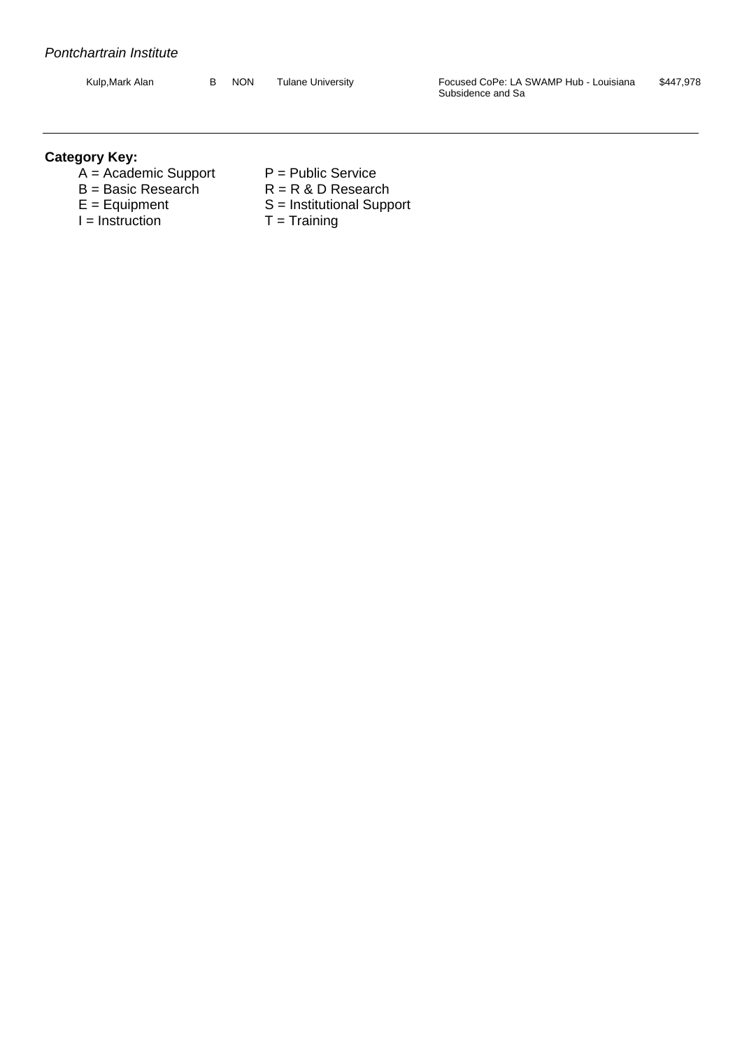*Pontchartrain Institute*

| | | | | | |
|---|---|---|---|---|---|
| Kulp,Mark Alan | B | NON | Tulane University | Focused CoPe: LA SWAMP Hub - Louisiana Subsidence and Sa | $447,978 |

---

**Category Key:**

| | |
|---|---|
| A = Academic Support | P = Public Service |
| B = Basic Research | R = R & D Research |
| E = Equipment | S = Institutional Support |
| I = Instruction | T = Training |